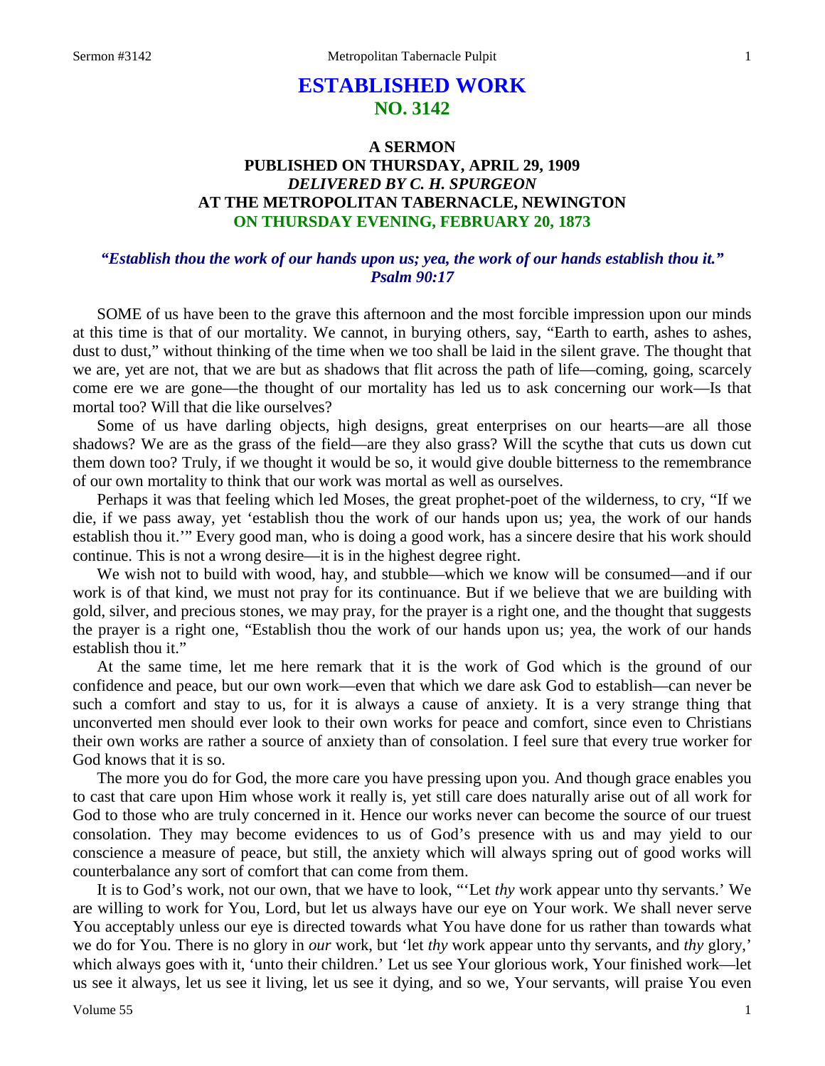# ESTABLISHED WORK
## NO. 3142

### A SERMON
### PUBLISHED ON THURSDAY, APRIL 29, 1909
### *DELIVERED BY C. H. SPURGEON*
### AT THE METROPOLITAN TABERNACLE, NEWINGTON
### ON THURSDAY EVENING, FEBRUARY 20, 1873

***"Establish thou the work of our hands upon us; yea, the work of our hands establish thou it." Psalm 90:17***

SOME of us have been to the grave this afternoon and the most forcible impression upon our minds at this time is that of our mortality. We cannot, in burying others, say, "Earth to earth, ashes to ashes, dust to dust," without thinking of the time when we too shall be laid in the silent grave. The thought that we are, yet are not, that we are but as shadows that flit across the path of life—coming, going, scarcely come ere we are gone—the thought of our mortality has led us to ask concerning our work—Is that mortal too? Will that die like ourselves?

Some of us have darling objects, high designs, great enterprises on our hearts—are all those shadows? We are as the grass of the field—are they also grass? Will the scythe that cuts us down cut them down too? Truly, if we thought it would be so, it would give double bitterness to the remembrance of our own mortality to think that our work was mortal as well as ourselves.

Perhaps it was that feeling which led Moses, the great prophet-poet of the wilderness, to cry, "If we die, if we pass away, yet 'establish thou the work of our hands upon us; yea, the work of our hands establish thou it.'" Every good man, who is doing a good work, has a sincere desire that his work should continue. This is not a wrong desire—it is in the highest degree right.

We wish not to build with wood, hay, and stubble—which we know will be consumed—and if our work is of that kind, we must not pray for its continuance. But if we believe that we are building with gold, silver, and precious stones, we may pray, for the prayer is a right one, and the thought that suggests the prayer is a right one, "Establish thou the work of our hands upon us; yea, the work of our hands establish thou it."

At the same time, let me here remark that it is the work of God which is the ground of our confidence and peace, but our own work—even that which we dare ask God to establish—can never be such a comfort and stay to us, for it is always a cause of anxiety. It is a very strange thing that unconverted men should ever look to their own works for peace and comfort, since even to Christians their own works are rather a source of anxiety than of consolation. I feel sure that every true worker for God knows that it is so.

The more you do for God, the more care you have pressing upon you. And though grace enables you to cast that care upon Him whose work it really is, yet still care does naturally arise out of all work for God to those who are truly concerned in it. Hence our works never can become the source of our truest consolation. They may become evidences to us of God's presence with us and may yield to our conscience a measure of peace, but still, the anxiety which will always spring out of good works will counterbalance any sort of comfort that can come from them.

It is to God's work, not our own, that we have to look, "'Let *thy* work appear unto thy servants.' We are willing to work for You, Lord, but let us always have our eye on Your work. We shall never serve You acceptably unless our eye is directed towards what You have done for us rather than towards what we do for You. There is no glory in *our* work, but 'let *thy* work appear unto thy servants, and *thy* glory,' which always goes with it, 'unto their children.' Let us see Your glorious work, Your finished work—let us see it always, let us see it living, let us see it dying, and so we, Your servants, will praise You even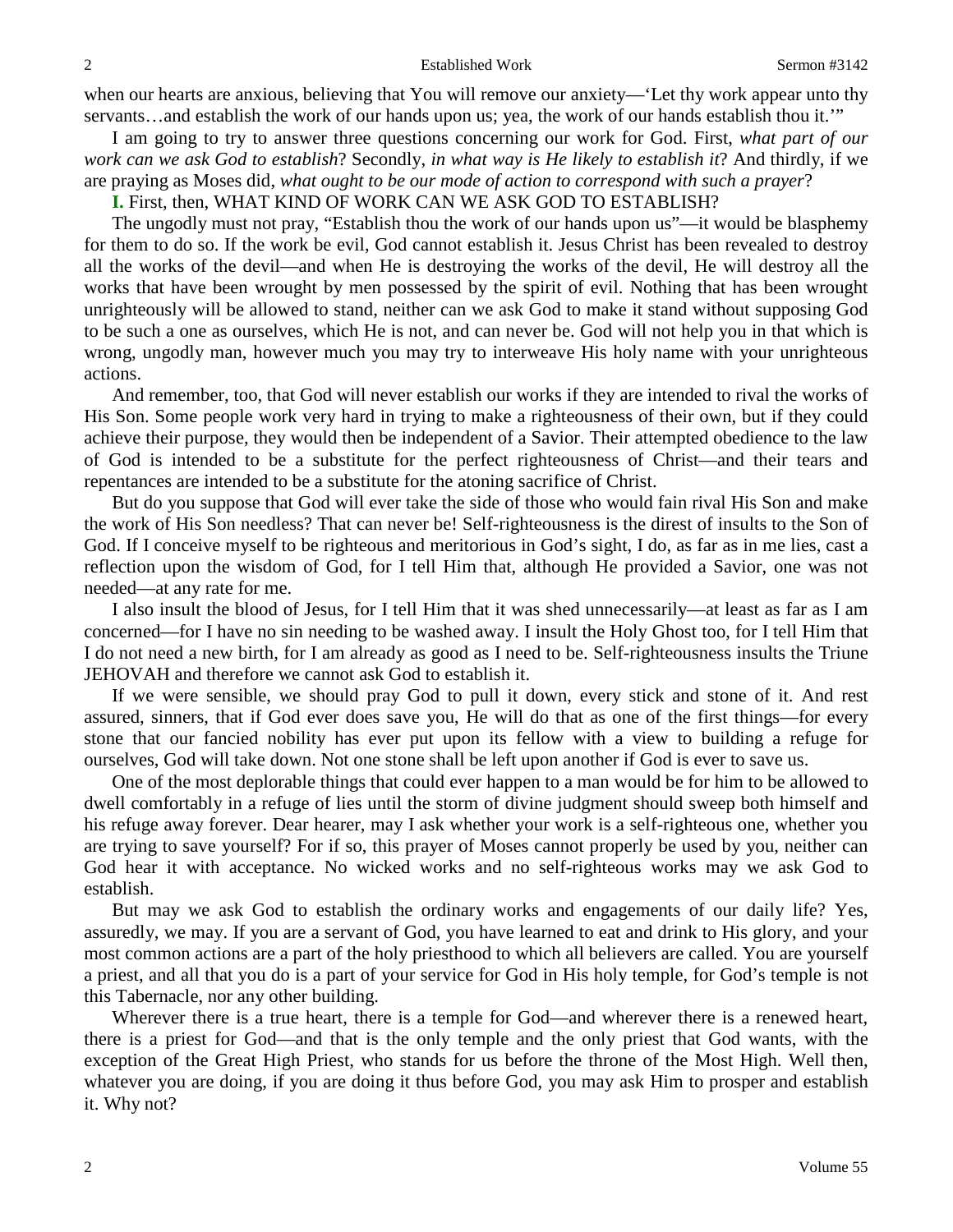when our hearts are anxious, believing that You will remove our anxiety—'Let thy work appear unto thy servants…and establish the work of our hands upon us; yea, the work of our hands establish thou it.'"

I am going to try to answer three questions concerning our work for God. First, *what part of our work can we ask God to establish*? Secondly, *in what way is He likely to establish it*? And thirdly, if we are praying as Moses did, *what ought to be our mode of action to correspond with such a prayer*?

**I.** First, then, WHAT KIND OF WORK CAN WE ASK GOD TO ESTABLISH?

The ungodly must not pray, "Establish thou the work of our hands upon us"—it would be blasphemy for them to do so. If the work be evil, God cannot establish it. Jesus Christ has been revealed to destroy all the works of the devil—and when He is destroying the works of the devil, He will destroy all the works that have been wrought by men possessed by the spirit of evil. Nothing that has been wrought unrighteously will be allowed to stand, neither can we ask God to make it stand without supposing God to be such a one as ourselves, which He is not, and can never be. God will not help you in that which is wrong, ungodly man, however much you may try to interweave His holy name with your unrighteous actions.

And remember, too, that God will never establish our works if they are intended to rival the works of His Son. Some people work very hard in trying to make a righteousness of their own, but if they could achieve their purpose, they would then be independent of a Savior. Their attempted obedience to the law of God is intended to be a substitute for the perfect righteousness of Christ—and their tears and repentances are intended to be a substitute for the atoning sacrifice of Christ.

But do you suppose that God will ever take the side of those who would fain rival His Son and make the work of His Son needless? That can never be! Self-righteousness is the direst of insults to the Son of God. If I conceive myself to be righteous and meritorious in God's sight, I do, as far as in me lies, cast a reflection upon the wisdom of God, for I tell Him that, although He provided a Savior, one was not needed—at any rate for me.

I also insult the blood of Jesus, for I tell Him that it was shed unnecessarily—at least as far as I am concerned—for I have no sin needing to be washed away. I insult the Holy Ghost too, for I tell Him that I do not need a new birth, for I am already as good as I need to be. Self-righteousness insults the Triune JEHOVAH and therefore we cannot ask God to establish it.

If we were sensible, we should pray God to pull it down, every stick and stone of it. And rest assured, sinners, that if God ever does save you, He will do that as one of the first things—for every stone that our fancied nobility has ever put upon its fellow with a view to building a refuge for ourselves, God will take down. Not one stone shall be left upon another if God is ever to save us.

One of the most deplorable things that could ever happen to a man would be for him to be allowed to dwell comfortably in a refuge of lies until the storm of divine judgment should sweep both himself and his refuge away forever. Dear hearer, may I ask whether your work is a self-righteous one, whether you are trying to save yourself? For if so, this prayer of Moses cannot properly be used by you, neither can God hear it with acceptance. No wicked works and no self-righteous works may we ask God to establish.

But may we ask God to establish the ordinary works and engagements of our daily life? Yes, assuredly, we may. If you are a servant of God, you have learned to eat and drink to His glory, and your most common actions are a part of the holy priesthood to which all believers are called. You are yourself a priest, and all that you do is a part of your service for God in His holy temple, for God's temple is not this Tabernacle, nor any other building.

Wherever there is a true heart, there is a temple for God—and wherever there is a renewed heart, there is a priest for God—and that is the only temple and the only priest that God wants, with the exception of the Great High Priest, who stands for us before the throne of the Most High. Well then, whatever you are doing, if you are doing it thus before God, you may ask Him to prosper and establish it. Why not?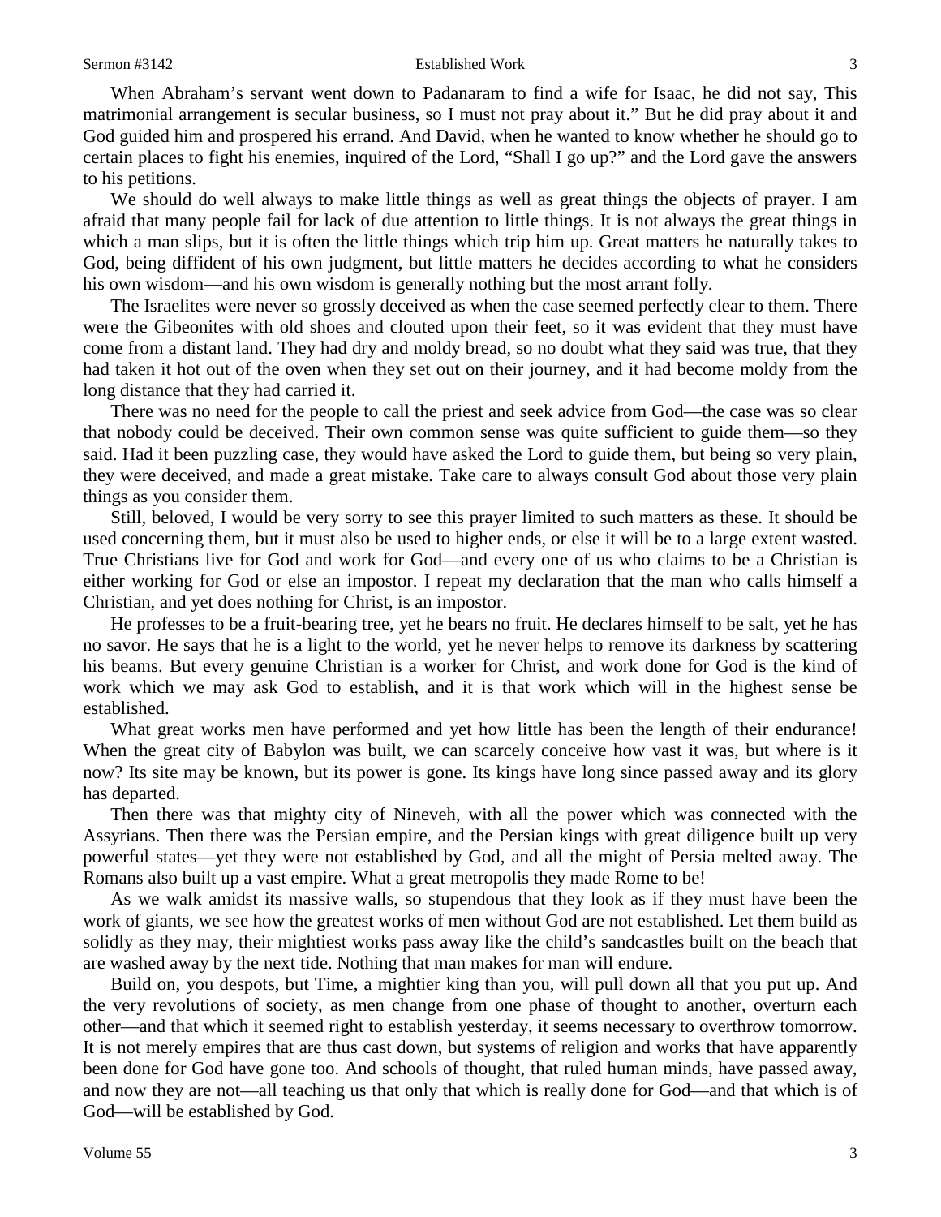When Abraham's servant went down to Padanaram to find a wife for Isaac, he did not say, This matrimonial arrangement is secular business, so I must not pray about it." But he did pray about it and God guided him and prospered his errand. And David, when he wanted to know whether he should go to certain places to fight his enemies, inquired of the Lord, "Shall I go up?" and the Lord gave the answers to his petitions.

We should do well always to make little things as well as great things the objects of prayer. I am afraid that many people fail for lack of due attention to little things. It is not always the great things in which a man slips, but it is often the little things which trip him up. Great matters he naturally takes to God, being diffident of his own judgment, but little matters he decides according to what he considers his own wisdom—and his own wisdom is generally nothing but the most arrant folly.

The Israelites were never so grossly deceived as when the case seemed perfectly clear to them. There were the Gibeonites with old shoes and clouted upon their feet, so it was evident that they must have come from a distant land. They had dry and moldy bread, so no doubt what they said was true, that they had taken it hot out of the oven when they set out on their journey, and it had become moldy from the long distance that they had carried it.

There was no need for the people to call the priest and seek advice from God—the case was so clear that nobody could be deceived. Their own common sense was quite sufficient to guide them—so they said. Had it been puzzling case, they would have asked the Lord to guide them, but being so very plain, they were deceived, and made a great mistake. Take care to always consult God about those very plain things as you consider them.

Still, beloved, I would be very sorry to see this prayer limited to such matters as these. It should be used concerning them, but it must also be used to higher ends, or else it will be to a large extent wasted. True Christians live for God and work for God—and every one of us who claims to be a Christian is either working for God or else an impostor. I repeat my declaration that the man who calls himself a Christian, and yet does nothing for Christ, is an impostor.

He professes to be a fruit-bearing tree, yet he bears no fruit. He declares himself to be salt, yet he has no savor. He says that he is a light to the world, yet he never helps to remove its darkness by scattering his beams. But every genuine Christian is a worker for Christ, and work done for God is the kind of work which we may ask God to establish, and it is that work which will in the highest sense be established.

What great works men have performed and yet how little has been the length of their endurance! When the great city of Babylon was built, we can scarcely conceive how vast it was, but where is it now? Its site may be known, but its power is gone. Its kings have long since passed away and its glory has departed.

Then there was that mighty city of Nineveh, with all the power which was connected with the Assyrians. Then there was the Persian empire, and the Persian kings with great diligence built up very powerful states—yet they were not established by God, and all the might of Persia melted away. The Romans also built up a vast empire. What a great metropolis they made Rome to be!

As we walk amidst its massive walls, so stupendous that they look as if they must have been the work of giants, we see how the greatest works of men without God are not established. Let them build as solidly as they may, their mightiest works pass away like the child's sandcastles built on the beach that are washed away by the next tide. Nothing that man makes for man will endure.

Build on, you despots, but Time, a mightier king than you, will pull down all that you put up. And the very revolutions of society, as men change from one phase of thought to another, overturn each other—and that which it seemed right to establish yesterday, it seems necessary to overthrow tomorrow. It is not merely empires that are thus cast down, but systems of religion and works that have apparently been done for God have gone too. And schools of thought, that ruled human minds, have passed away, and now they are not—all teaching us that only that which is really done for God—and that which is of God—will be established by God.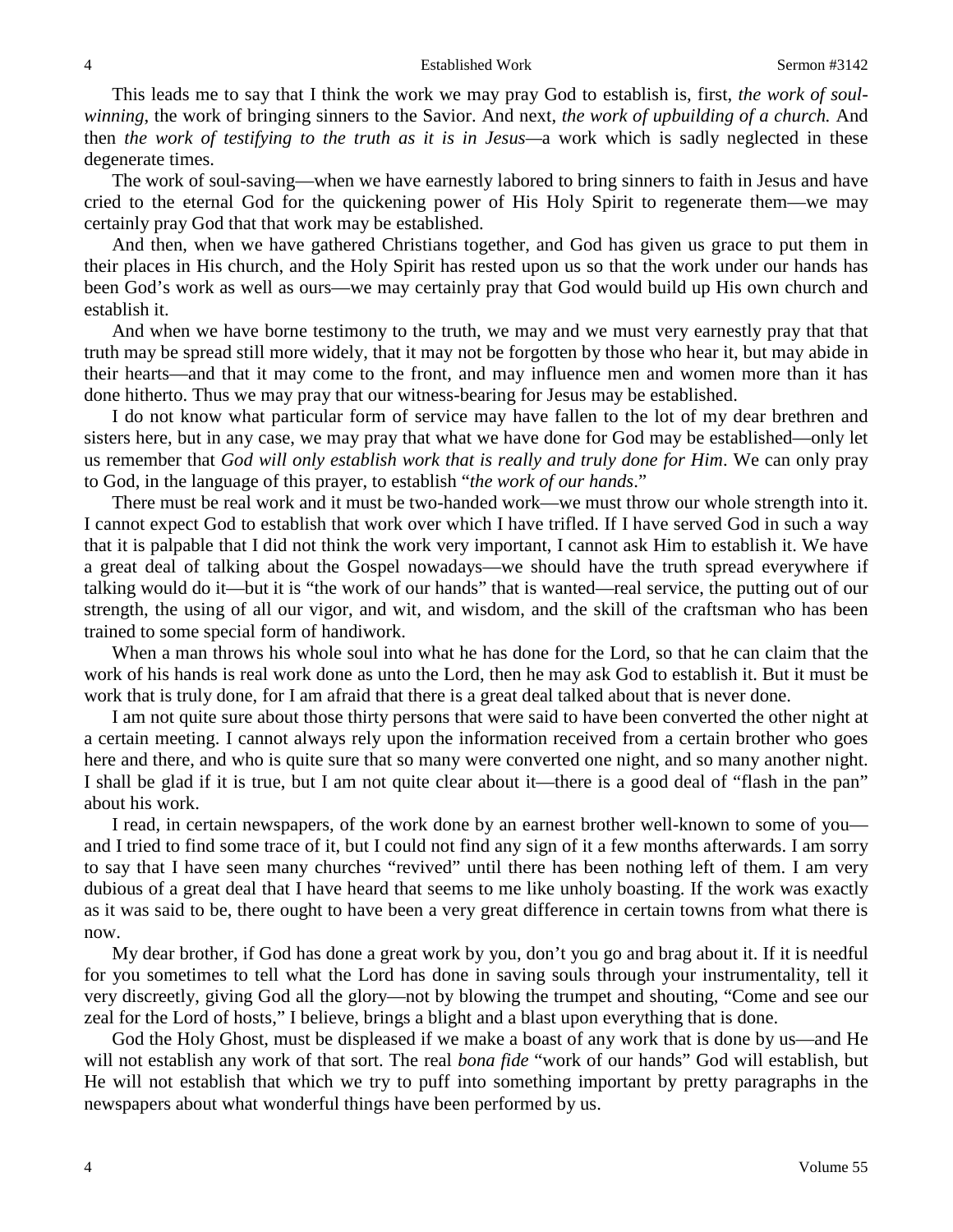This leads me to say that I think the work we may pray God to establish is, first, *the work of soul-winning*, the work of bringing sinners to the Savior. And next, *the work of upbuilding of a church.* And then *the work of testifying to the truth as it is in Jesus*—a work which is sadly neglected in these degenerate times.

The work of soul-saving—when we have earnestly labored to bring sinners to faith in Jesus and have cried to the eternal God for the quickening power of His Holy Spirit to regenerate them—we may certainly pray God that that work may be established.

And then, when we have gathered Christians together, and God has given us grace to put them in their places in His church, and the Holy Spirit has rested upon us so that the work under our hands has been God's work as well as ours—we may certainly pray that God would build up His own church and establish it.

And when we have borne testimony to the truth, we may and we must very earnestly pray that that truth may be spread still more widely, that it may not be forgotten by those who hear it, but may abide in their hearts—and that it may come to the front, and may influence men and women more than it has done hitherto. Thus we may pray that our witness-bearing for Jesus may be established.

I do not know what particular form of service may have fallen to the lot of my dear brethren and sisters here, but in any case, we may pray that what we have done for God may be established—only let us remember that *God will only establish work that is really and truly done for Him*. We can only pray to God, in the language of this prayer, to establish "*the work of our hands*."

There must be real work and it must be two-handed work—we must throw our whole strength into it. I cannot expect God to establish that work over which I have trifled. If I have served God in such a way that it is palpable that I did not think the work very important, I cannot ask Him to establish it. We have a great deal of talking about the Gospel nowadays—we should have the truth spread everywhere if talking would do it—but it is "the work of our hands" that is wanted—real service, the putting out of our strength, the using of all our vigor, and wit, and wisdom, and the skill of the craftsman who has been trained to some special form of handiwork.

When a man throws his whole soul into what he has done for the Lord, so that he can claim that the work of his hands is real work done as unto the Lord, then he may ask God to establish it. But it must be work that is truly done, for I am afraid that there is a great deal talked about that is never done.

I am not quite sure about those thirty persons that were said to have been converted the other night at a certain meeting. I cannot always rely upon the information received from a certain brother who goes here and there, and who is quite sure that so many were converted one night, and so many another night. I shall be glad if it is true, but I am not quite clear about it—there is a good deal of "flash in the pan" about his work.

I read, in certain newspapers, of the work done by an earnest brother well-known to some of you—and I tried to find some trace of it, but I could not find any sign of it a few months afterwards. I am sorry to say that I have seen many churches "revived" until there has been nothing left of them. I am very dubious of a great deal that I have heard that seems to me like unholy boasting. If the work was exactly as it was said to be, there ought to have been a very great difference in certain towns from what there is now.

My dear brother, if God has done a great work by you, don't you go and brag about it. If it is needful for you sometimes to tell what the Lord has done in saving souls through your instrumentality, tell it very discreetly, giving God all the glory—not by blowing the trumpet and shouting, "Come and see our zeal for the Lord of hosts," I believe, brings a blight and a blast upon everything that is done.

God the Holy Ghost, must be displeased if we make a boast of any work that is done by us—and He will not establish any work of that sort. The real *bona fide* "work of our hands" God will establish, but He will not establish that which we try to puff into something important by pretty paragraphs in the newspapers about what wonderful things have been performed by us.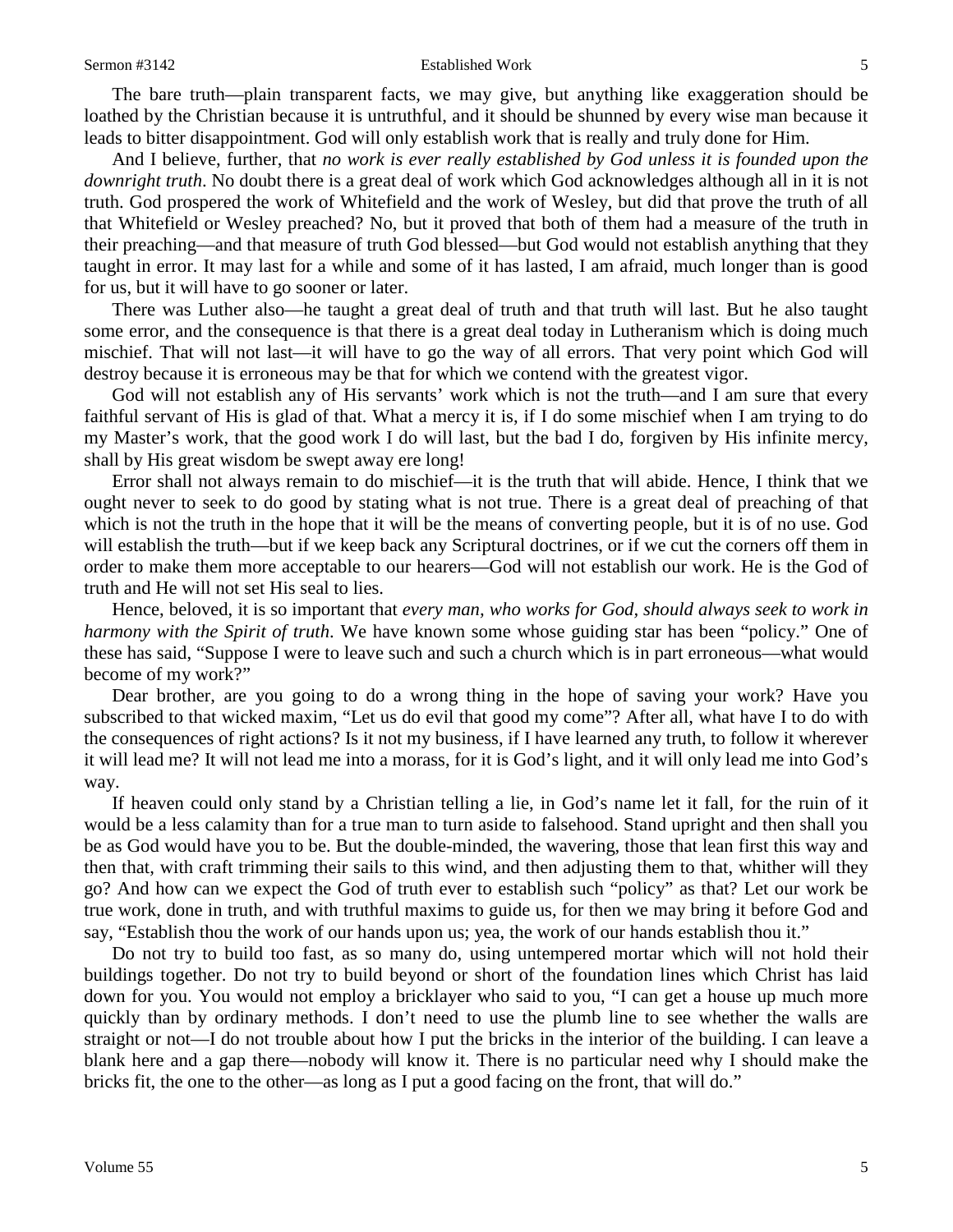The bare truth—plain transparent facts, we may give, but anything like exaggeration should be loathed by the Christian because it is untruthful, and it should be shunned by every wise man because it leads to bitter disappointment. God will only establish work that is really and truly done for Him.

And I believe, further, that *no work is ever really established by God unless it is founded upon the downright truth*. No doubt there is a great deal of work which God acknowledges although all in it is not truth. God prospered the work of Whitefield and the work of Wesley, but did that prove the truth of all that Whitefield or Wesley preached? No, but it proved that both of them had a measure of the truth in their preaching—and that measure of truth God blessed—but God would not establish anything that they taught in error. It may last for a while and some of it has lasted, I am afraid, much longer than is good for us, but it will have to go sooner or later.

There was Luther also—he taught a great deal of truth and that truth will last. But he also taught some error, and the consequence is that there is a great deal today in Lutheranism which is doing much mischief. That will not last—it will have to go the way of all errors. That very point which God will destroy because it is erroneous may be that for which we contend with the greatest vigor.

God will not establish any of His servants' work which is not the truth—and I am sure that every faithful servant of His is glad of that. What a mercy it is, if I do some mischief when I am trying to do my Master's work, that the good work I do will last, but the bad I do, forgiven by His infinite mercy, shall by His great wisdom be swept away ere long!

Error shall not always remain to do mischief—it is the truth that will abide. Hence, I think that we ought never to seek to do good by stating what is not true. There is a great deal of preaching of that which is not the truth in the hope that it will be the means of converting people, but it is of no use. God will establish the truth—but if we keep back any Scriptural doctrines, or if we cut the corners off them in order to make them more acceptable to our hearers—God will not establish our work. He is the God of truth and He will not set His seal to lies.

Hence, beloved, it is so important that *every man, who works for God, should always seek to work in harmony with the Spirit of truth*. We have known some whose guiding star has been "policy." One of these has said, "Suppose I were to leave such and such a church which is in part erroneous—what would become of my work?"

Dear brother, are you going to do a wrong thing in the hope of saving your work? Have you subscribed to that wicked maxim, "Let us do evil that good my come"? After all, what have I to do with the consequences of right actions? Is it not my business, if I have learned any truth, to follow it wherever it will lead me? It will not lead me into a morass, for it is God's light, and it will only lead me into God's way.

If heaven could only stand by a Christian telling a lie, in God's name let it fall, for the ruin of it would be a less calamity than for a true man to turn aside to falsehood. Stand upright and then shall you be as God would have you to be. But the double-minded, the wavering, those that lean first this way and then that, with craft trimming their sails to this wind, and then adjusting them to that, whither will they go? And how can we expect the God of truth ever to establish such "policy" as that? Let our work be true work, done in truth, and with truthful maxims to guide us, for then we may bring it before God and say, "Establish thou the work of our hands upon us; yea, the work of our hands establish thou it."

Do not try to build too fast, as so many do, using untempered mortar which will not hold their buildings together. Do not try to build beyond or short of the foundation lines which Christ has laid down for you. You would not employ a bricklayer who said to you, "I can get a house up much more quickly than by ordinary methods. I don't need to use the plumb line to see whether the walls are straight or not—I do not trouble about how I put the bricks in the interior of the building. I can leave a blank here and a gap there—nobody will know it. There is no particular need why I should make the bricks fit, the one to the other—as long as I put a good facing on the front, that will do."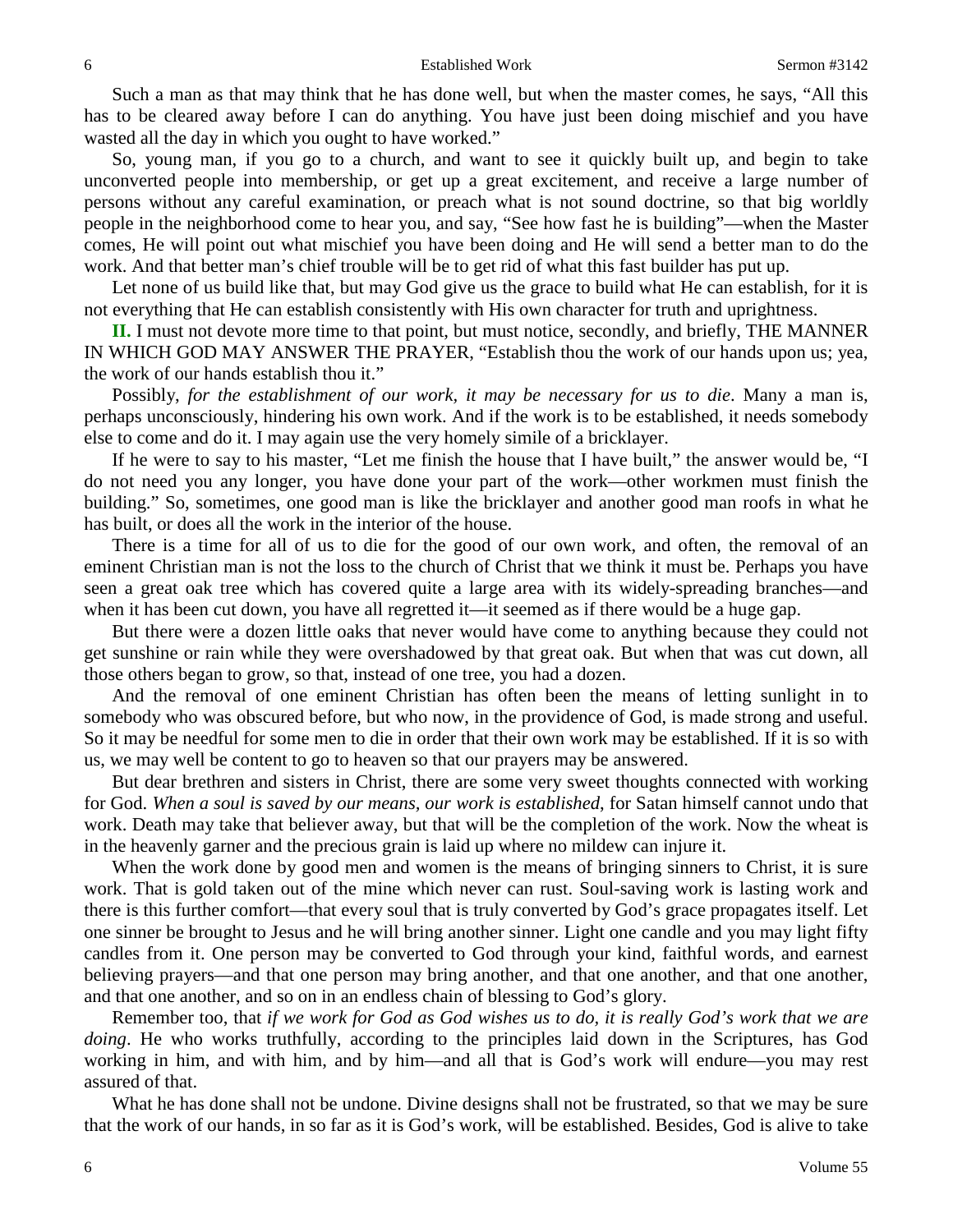Such a man as that may think that he has done well, but when the master comes, he says, "All this has to be cleared away before I can do anything. You have just been doing mischief and you have wasted all the day in which you ought to have worked."

So, young man, if you go to a church, and want to see it quickly built up, and begin to take unconverted people into membership, or get up a great excitement, and receive a large number of persons without any careful examination, or preach what is not sound doctrine, so that big worldly people in the neighborhood come to hear you, and say, "See how fast he is building"—when the Master comes, He will point out what mischief you have been doing and He will send a better man to do the work. And that better man's chief trouble will be to get rid of what this fast builder has put up.

Let none of us build like that, but may God give us the grace to build what He can establish, for it is not everything that He can establish consistently with His own character for truth and uprightness.

**II.** I must not devote more time to that point, but must notice, secondly, and briefly, THE MANNER IN WHICH GOD MAY ANSWER THE PRAYER, "Establish thou the work of our hands upon us; yea, the work of our hands establish thou it."

Possibly, *for the establishment of our work, it may be necessary for us to die*. Many a man is, perhaps unconsciously, hindering his own work. And if the work is to be established, it needs somebody else to come and do it. I may again use the very homely simile of a bricklayer.

If he were to say to his master, "Let me finish the house that I have built," the answer would be, "I do not need you any longer, you have done your part of the work—other workmen must finish the building." So, sometimes, one good man is like the bricklayer and another good man roofs in what he has built, or does all the work in the interior of the house.

There is a time for all of us to die for the good of our own work, and often, the removal of an eminent Christian man is not the loss to the church of Christ that we think it must be. Perhaps you have seen a great oak tree which has covered quite a large area with its widely-spreading branches—and when it has been cut down, you have all regretted it—it seemed as if there would be a huge gap.

But there were a dozen little oaks that never would have come to anything because they could not get sunshine or rain while they were overshadowed by that great oak. But when that was cut down, all those others began to grow, so that, instead of one tree, you had a dozen.

And the removal of one eminent Christian has often been the means of letting sunlight in to somebody who was obscured before, but who now, in the providence of God, is made strong and useful. So it may be needful for some men to die in order that their own work may be established. If it is so with us, we may well be content to go to heaven so that our prayers may be answered.

But dear brethren and sisters in Christ, there are some very sweet thoughts connected with working for God. *When a soul is saved by our means, our work is established*, for Satan himself cannot undo that work. Death may take that believer away, but that will be the completion of the work. Now the wheat is in the heavenly garner and the precious grain is laid up where no mildew can injure it.

When the work done by good men and women is the means of bringing sinners to Christ, it is sure work. That is gold taken out of the mine which never can rust. Soul-saving work is lasting work and there is this further comfort—that every soul that is truly converted by God's grace propagates itself. Let one sinner be brought to Jesus and he will bring another sinner. Light one candle and you may light fifty candles from it. One person may be converted to God through your kind, faithful words, and earnest believing prayers—and that one person may bring another, and that one another, and that one another, and that one another, and so on in an endless chain of blessing to God's glory.

Remember too, that *if we work for God as God wishes us to do, it is really God's work that we are doing*. He who works truthfully, according to the principles laid down in the Scriptures, has God working in him, and with him, and by him—and all that is God's work will endure—you may rest assured of that.

What he has done shall not be undone. Divine designs shall not be frustrated, so that we may be sure that the work of our hands, in so far as it is God's work, will be established. Besides, God is alive to take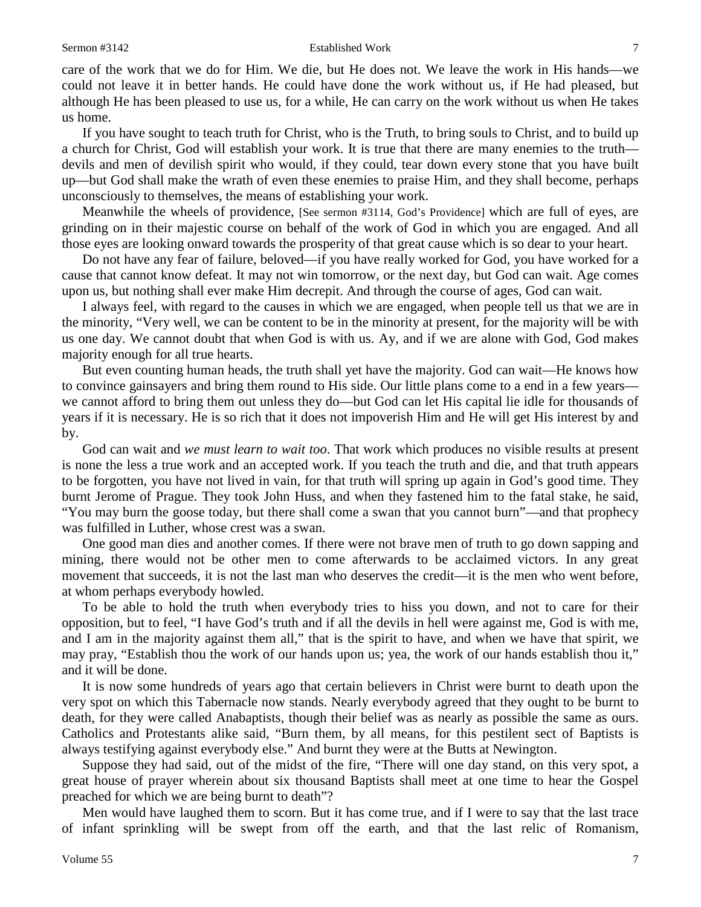care of the work that we do for Him. We die, but He does not. We leave the work in His hands—we could not leave it in better hands. He could have done the work without us, if He had pleased, but although He has been pleased to use us, for a while, He can carry on the work without us when He takes us home.

If you have sought to teach truth for Christ, who is the Truth, to bring souls to Christ, and to build up a church for Christ, God will establish your work. It is true that there are many enemies to the truth—devils and men of devilish spirit who would, if they could, tear down every stone that you have built up—but God shall make the wrath of even these enemies to praise Him, and they shall become, perhaps unconsciously to themselves, the means of establishing your work.

Meanwhile the wheels of providence, [See sermon #3114, God's Providence] which are full of eyes, are grinding on in their majestic course on behalf of the work of God in which you are engaged. And all those eyes are looking onward towards the prosperity of that great cause which is so dear to your heart.

Do not have any fear of failure, beloved—if you have really worked for God, you have worked for a cause that cannot know defeat. It may not win tomorrow, or the next day, but God can wait. Age comes upon us, but nothing shall ever make Him decrepit. And through the course of ages, God can wait.

I always feel, with regard to the causes in which we are engaged, when people tell us that we are in the minority, "Very well, we can be content to be in the minority at present, for the majority will be with us one day. We cannot doubt that when God is with us. Ay, and if we are alone with God, God makes majority enough for all true hearts.

But even counting human heads, the truth shall yet have the majority. God can wait—He knows how to convince gainsayers and bring them round to His side. Our little plans come to a end in a few years—we cannot afford to bring them out unless they do—but God can let His capital lie idle for thousands of years if it is necessary. He is so rich that it does not impoverish Him and He will get His interest by and by.

God can wait and *we must learn to wait too*. That work which produces no visible results at present is none the less a true work and an accepted work. If you teach the truth and die, and that truth appears to be forgotten, you have not lived in vain, for that truth will spring up again in God's good time. They burnt Jerome of Prague. They took John Huss, and when they fastened him to the fatal stake, he said, "You may burn the goose today, but there shall come a swan that you cannot burn"—and that prophecy was fulfilled in Luther, whose crest was a swan.

One good man dies and another comes. If there were not brave men of truth to go down sapping and mining, there would not be other men to come afterwards to be acclaimed victors. In any great movement that succeeds, it is not the last man who deserves the credit—it is the men who went before, at whom perhaps everybody howled.

To be able to hold the truth when everybody tries to hiss you down, and not to care for their opposition, but to feel, "I have God's truth and if all the devils in hell were against me, God is with me, and I am in the majority against them all," that is the spirit to have, and when we have that spirit, we may pray, "Establish thou the work of our hands upon us; yea, the work of our hands establish thou it," and it will be done.

It is now some hundreds of years ago that certain believers in Christ were burnt to death upon the very spot on which this Tabernacle now stands. Nearly everybody agreed that they ought to be burnt to death, for they were called Anabaptists, though their belief was as nearly as possible the same as ours. Catholics and Protestants alike said, "Burn them, by all means, for this pestilent sect of Baptists is always testifying against everybody else." And burnt they were at the Butts at Newington.

Suppose they had said, out of the midst of the fire, "There will one day stand, on this very spot, a great house of prayer wherein about six thousand Baptists shall meet at one time to hear the Gospel preached for which we are being burnt to death"?

Men would have laughed them to scorn. But it has come true, and if I were to say that the last trace of infant sprinkling will be swept from off the earth, and that the last relic of Romanism,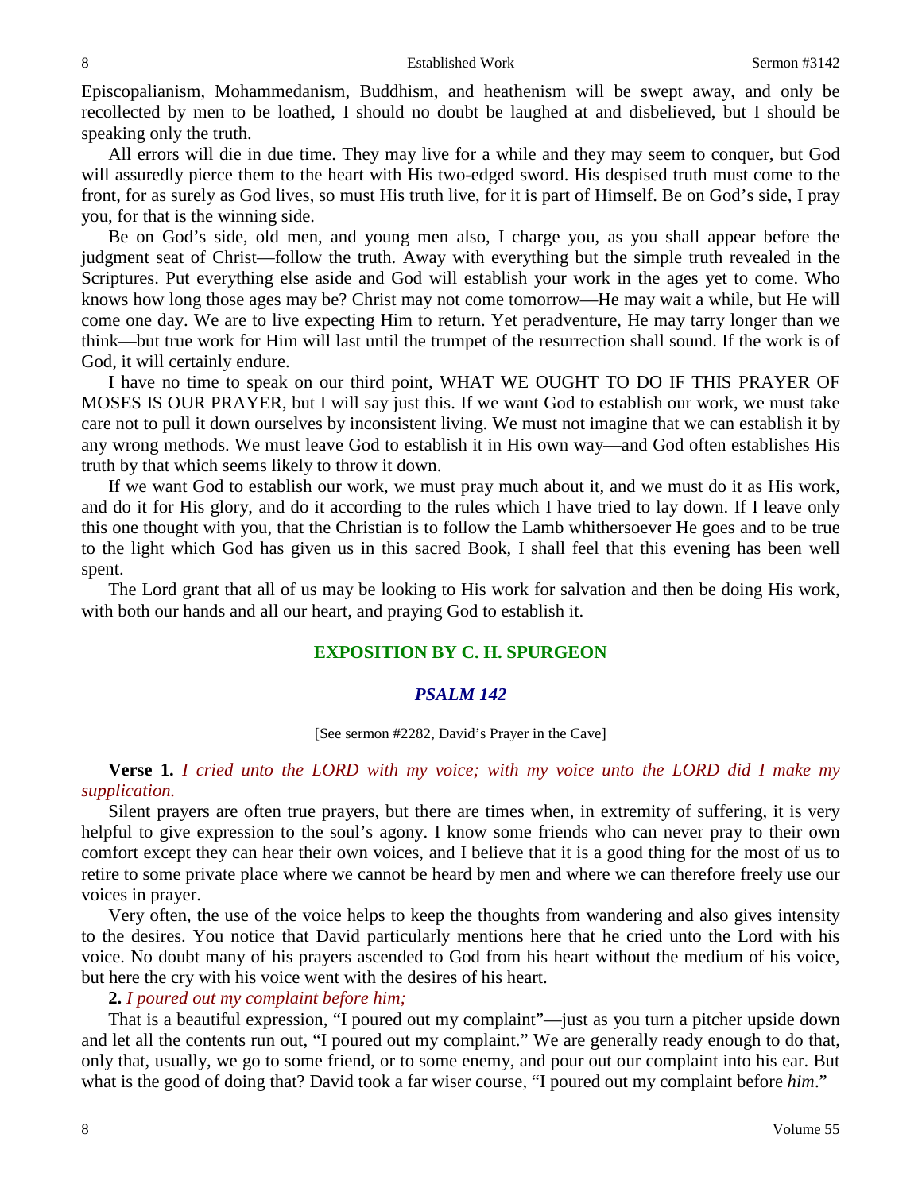Episcopalianism, Mohammedanism, Buddhism, and heathenism will be swept away, and only be recollected by men to be loathed, I should no doubt be laughed at and disbelieved, but I should be speaking only the truth.

All errors will die in due time. They may live for a while and they may seem to conquer, but God will assuredly pierce them to the heart with His two-edged sword. His despised truth must come to the front, for as surely as God lives, so must His truth live, for it is part of Himself. Be on God's side, I pray you, for that is the winning side.

Be on God's side, old men, and young men also, I charge you, as you shall appear before the judgment seat of Christ—follow the truth. Away with everything but the simple truth revealed in the Scriptures. Put everything else aside and God will establish your work in the ages yet to come. Who knows how long those ages may be? Christ may not come tomorrow—He may wait a while, but He will come one day. We are to live expecting Him to return. Yet peradventure, He may tarry longer than we think—but true work for Him will last until the trumpet of the resurrection shall sound. If the work is of God, it will certainly endure.

I have no time to speak on our third point, WHAT WE OUGHT TO DO IF THIS PRAYER OF MOSES IS OUR PRAYER, but I will say just this. If we want God to establish our work, we must take care not to pull it down ourselves by inconsistent living. We must not imagine that we can establish it by any wrong methods. We must leave God to establish it in His own way—and God often establishes His truth by that which seems likely to throw it down.

If we want God to establish our work, we must pray much about it, and we must do it as His work, and do it for His glory, and do it according to the rules which I have tried to lay down. If I leave only this one thought with you, that the Christian is to follow the Lamb whithersoever He goes and to be true to the light which God has given us in this sacred Book, I shall feel that this evening has been well spent.

The Lord grant that all of us may be looking to His work for salvation and then be doing His work, with both our hands and all our heart, and praying God to establish it.

## EXPOSITION BY C. H. SPURGEON

### *PSALM 142*

[See sermon #2282, David's Prayer in the Cave]

**Verse 1.** *I cried unto the LORD with my voice; with my voice unto the LORD did I make my supplication.*

Silent prayers are often true prayers, but there are times when, in extremity of suffering, it is very helpful to give expression to the soul's agony. I know some friends who can never pray to their own comfort except they can hear their own voices, and I believe that it is a good thing for the most of us to retire to some private place where we cannot be heard by men and where we can therefore freely use our voices in prayer.

Very often, the use of the voice helps to keep the thoughts from wandering and also gives intensity to the desires. You notice that David particularly mentions here that he cried unto the Lord with his voice. No doubt many of his prayers ascended to God from his heart without the medium of his voice, but here the cry with his voice went with the desires of his heart.

**2.** *I poured out my complaint before him;*

That is a beautiful expression, "I poured out my complaint"—just as you turn a pitcher upside down and let all the contents run out, "I poured out my complaint." We are generally ready enough to do that, only that, usually, we go to some friend, or to some enemy, and pour out our complaint into his ear. But what is the good of doing that? David took a far wiser course, "I poured out my complaint before *him*."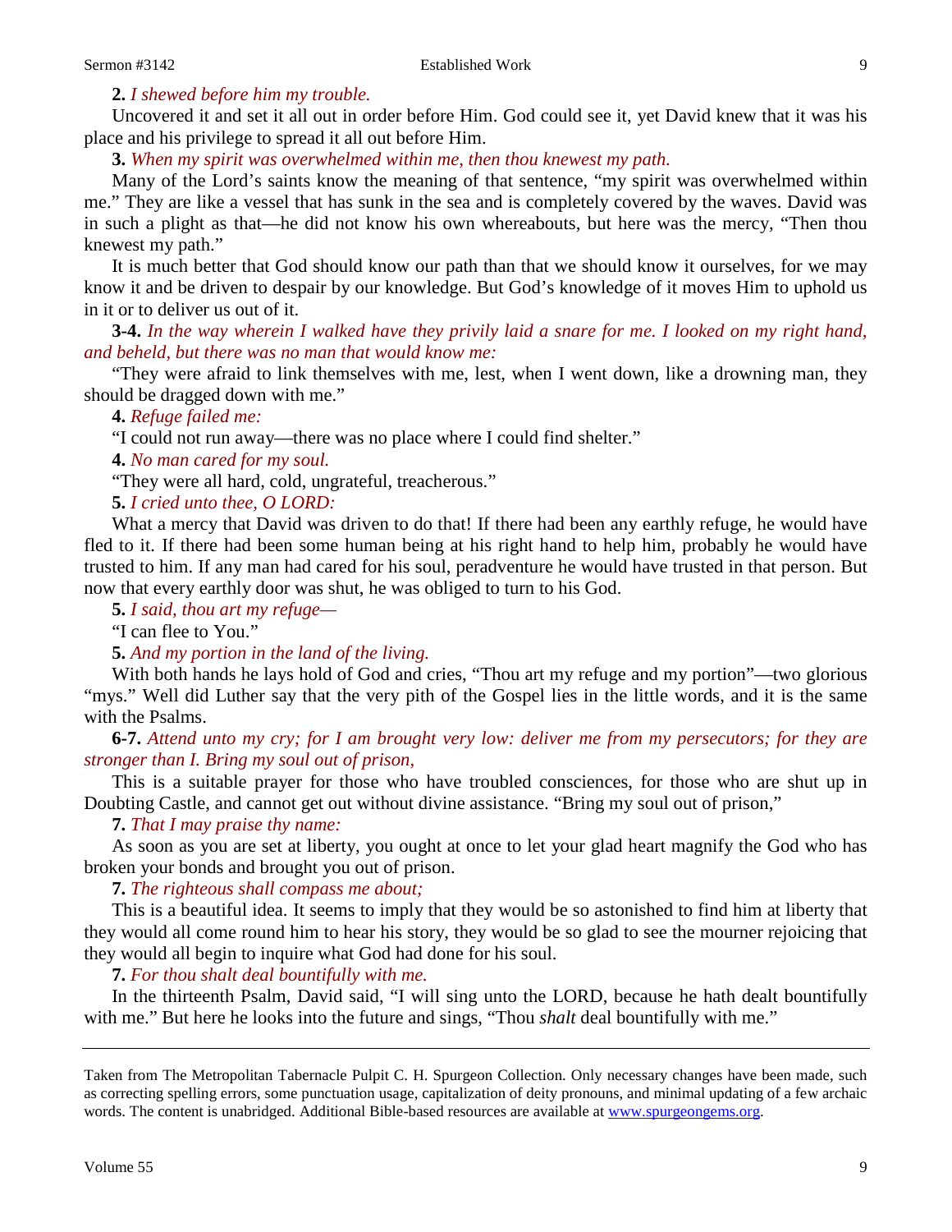**2.** *I shewed before him my trouble.*

Uncovered it and set it all out in order before Him. God could see it, yet David knew that it was his place and his privilege to spread it all out before Him.

**3.** *When my spirit was overwhelmed within me, then thou knewest my path.*

Many of the Lord's saints know the meaning of that sentence, "my spirit was overwhelmed within me." They are like a vessel that has sunk in the sea and is completely covered by the waves. David was in such a plight as that—he did not know his own whereabouts, but here was the mercy, "Then thou knewest my path."

It is much better that God should know our path than that we should know it ourselves, for we may know it and be driven to despair by our knowledge. But God's knowledge of it moves Him to uphold us in it or to deliver us out of it.

**3-4.** *In the way wherein I walked have they privily laid a snare for me. I looked on my right hand, and beheld, but there was no man that would know me:*

"They were afraid to link themselves with me, lest, when I went down, like a drowning man, they should be dragged down with me."

**4.** *Refuge failed me:*

"I could not run away—there was no place where I could find shelter."

**4.** *No man cared for my soul.*

"They were all hard, cold, ungrateful, treacherous."

**5.** *I cried unto thee, O LORD:*

What a mercy that David was driven to do that! If there had been any earthly refuge, he would have fled to it. If there had been some human being at his right hand to help him, probably he would have trusted to him. If any man had cared for his soul, peradventure he would have trusted in that person. But now that every earthly door was shut, he was obliged to turn to his God.

**5.** *I said, thou art my refuge—*

"I can flee to You."

**5.** *And my portion in the land of the living.*

With both hands he lays hold of God and cries, "Thou art my refuge and my portion"—two glorious "mys." Well did Luther say that the very pith of the Gospel lies in the little words, and it is the same with the Psalms.

**6-7.** *Attend unto my cry; for I am brought very low: deliver me from my persecutors; for they are stronger than I. Bring my soul out of prison,*

This is a suitable prayer for those who have troubled consciences, for those who are shut up in Doubting Castle, and cannot get out without divine assistance. "Bring my soul out of prison,"

**7.** *That I may praise thy name:*

As soon as you are set at liberty, you ought at once to let your glad heart magnify the God who has broken your bonds and brought you out of prison.

**7.** *The righteous shall compass me about;*

This is a beautiful idea. It seems to imply that they would be so astonished to find him at liberty that they would all come round him to hear his story, they would be so glad to see the mourner rejoicing that they would all begin to inquire what God had done for his soul.

**7.** *For thou shalt deal bountifully with me.*

In the thirteenth Psalm, David said, "I will sing unto the LORD, because he hath dealt bountifully with me." But here he looks into the future and sings, "Thou *shalt* deal bountifully with me."

---

Taken from The Metropolitan Tabernacle Pulpit C. H. Spurgeon Collection. Only necessary changes have been made, such as correcting spelling errors, some punctuation usage, capitalization of deity pronouns, and minimal updating of a few archaic words. The content is unabridged. Additional Bible-based resources are available at www.spurgeongems.org.